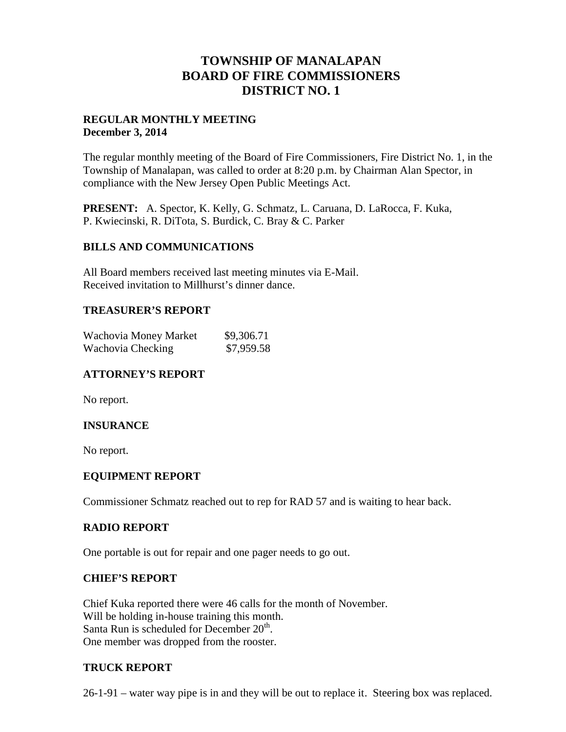# TOWNSHIP OF MANALAPAN
# BOARD OF FIRE COMMISSIONERS
# DISTRICT NO. 1

**REGULAR MONTHLY MEETING**
**December 3, 2014**

The regular monthly meeting of the Board of Fire Commissioners, Fire District No. 1, in the Township of Manalapan, was called to order at 8:20 p.m. by Chairman Alan Spector, in compliance with the New Jersey Open Public Meetings Act.

**PRESENT:** A. Spector, K. Kelly, G. Schmatz, L. Caruana, D. LaRocca, F. Kuka, P. Kwiecinski, R. DiTota, S. Burdick, C. Bray & C. Parker

## BILLS AND COMMUNICATIONS

All Board members received last meeting minutes via E-Mail.
Received invitation to Millhurst's dinner dance.

## TREASURER'S REPORT

| | |
|---|---|
| Wachovia Money Market | \$9,306.71 |
| Wachovia Checking | \$7,959.58 |

## ATTORNEY'S REPORT

No report.

## INSURANCE

No report.

## EQUIPMENT REPORT

Commissioner Schmatz reached out to rep for RAD 57 and is waiting to hear back.

## RADIO REPORT

One portable is out for repair and one pager needs to go out.

## CHIEF'S REPORT

Chief Kuka reported there were 46 calls for the month of November.
Will be holding in-house training this month.
Santa Run is scheduled for December 20th.
One member was dropped from the rooster.

## TRUCK REPORT

26-1-91 – water way pipe is in and they will be out to replace it. Steering box was replaced.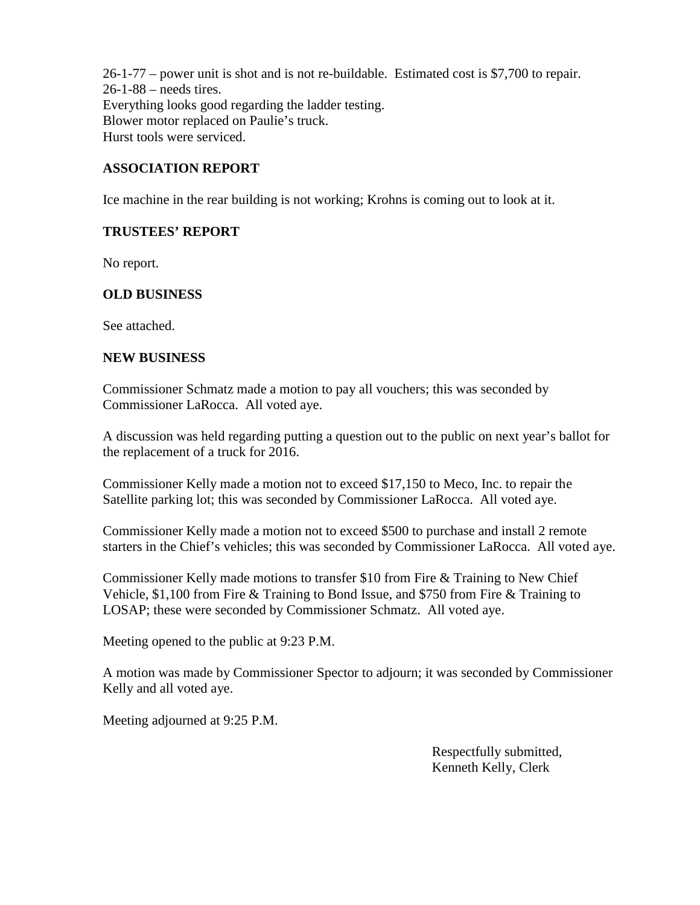26-1-77 – power unit is shot and is not re-buildable. Estimated cost is $7,700 to repair.
26-1-88 – needs tires.
Everything looks good regarding the ladder testing.
Blower motor replaced on Paulie's truck.
Hurst tools were serviced.

### ASSOCIATION REPORT

Ice machine in the rear building is not working; Krohns is coming out to look at it.

### TRUSTEES' REPORT

No report.

### OLD BUSINESS

See attached.

### NEW BUSINESS

Commissioner Schmatz made a motion to pay all vouchers; this was seconded by Commissioner LaRocca. All voted aye.

A discussion was held regarding putting a question out to the public on next year's ballot for the replacement of a truck for 2016.

Commissioner Kelly made a motion not to exceed $17,150 to Meco, Inc. to repair the Satellite parking lot; this was seconded by Commissioner LaRocca. All voted aye.

Commissioner Kelly made a motion not to exceed $500 to purchase and install 2 remote starters in the Chief's vehicles; this was seconded by Commissioner LaRocca. All voted aye.

Commissioner Kelly made motions to transfer $10 from Fire & Training to New Chief Vehicle, $1,100 from Fire & Training to Bond Issue, and $750 from Fire & Training to LOSAP; these were seconded by Commissioner Schmatz. All voted aye.

Meeting opened to the public at 9:23 P.M.

A motion was made by Commissioner Spector to adjourn; it was seconded by Commissioner Kelly and all voted aye.

Meeting adjourned at 9:25 P.M.

Respectfully submitted,
Kenneth Kelly, Clerk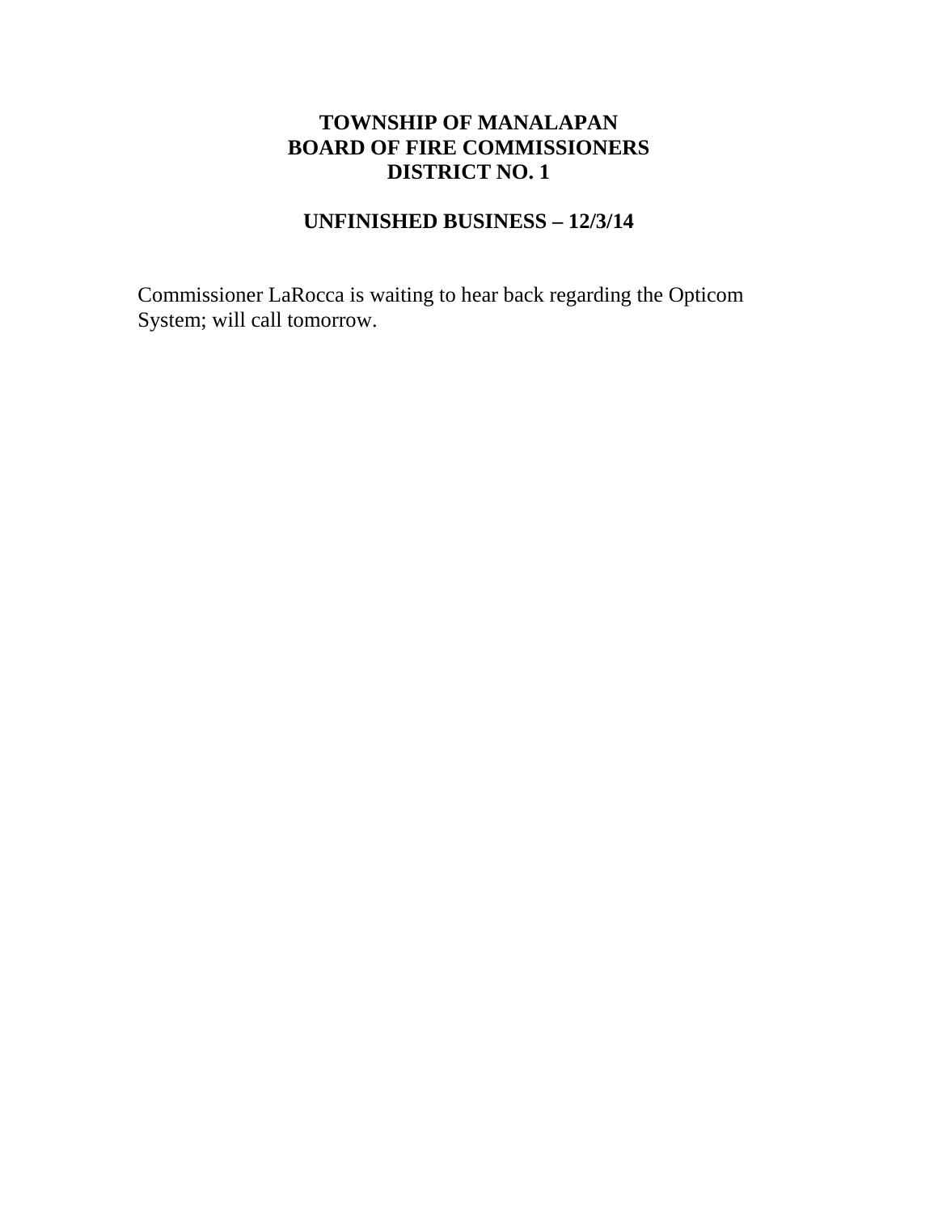**TOWNSHIP OF MANALAPAN**
**BOARD OF FIRE COMMISSIONERS**
**DISTRICT NO. 1**

**UNFINISHED BUSINESS – 12/3/14**

Commissioner LaRocca is waiting to hear back regarding the Opticom System; will call tomorrow.